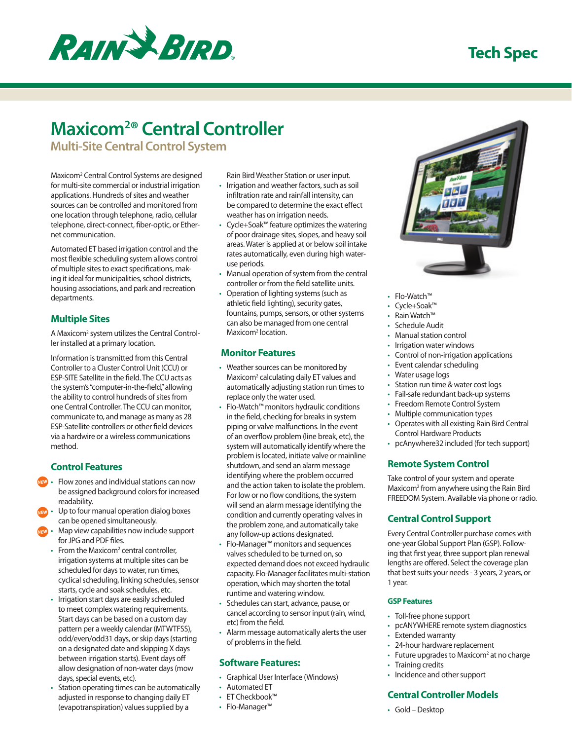Tech Spec

# Maxicom[2]® Central Controller

## Multi-Site Central Control System

Maxicom[2] Central Control Systems are designed for multi-site commercial or industrial irrigation applications. Hundreds of sites and weather sources can be controlled and monitored from one location through telephone, radio, cellular telephone, direct-connect, fiber-optic, or Ethernet communication.

Automated ET based irrigation control and the most flexible scheduling system allows control of multiple sites to exact specifications, making it ideal for municipalities, school districts, housing associations, and park and recreation departments.

### Multiple Sites

A Maxicom[2] system utilizes the Central Controller installed at a primary location.

Information is transmitted from this Central Controller to a Cluster Control Unit (CCU) or ESP-SITE Satellite in the field. The CCU acts as the system's "computer-in-the-field," allowing the ability to control hundreds of sites from one Central Controller. The CCU can monitor, communicate to, and manage as many as 28 ESP-Satellite controllers or other field devices via a hardwire or a wireless communications method.

### Control Features

- NEW Flow zones and individual stations can now be assigned background colors for increased readability.
- NEW Up to four manual operation dialog boxes can be opened simultaneously.
- NEW Map view capabilities now include support for JPG and PDF files.
- From the Maxicom[2] central controller, irrigation systems at multiple sites can be scheduled for days to water, run times, cyclical scheduling, linking schedules, sensor starts, cycle and soak schedules, etc.
- Irrigation start days are easily scheduled to meet complex watering requirements. Start days can be based on a custom day pattern per a weekly calendar (MTWTFSS), odd/even/odd31 days, or skip days (starting on a designated date and skipping X days between irrigation starts). Event days off allow designation of non-water days (mow days, special events, etc).
- Station operating times can be automatically adjusted in response to changing daily ET (evapotranspiration) values supplied by a Rain Bird Weather Station or user input.
- Irrigation and weather factors, such as soil infiltration rate and rainfall intensity, can be compared to determine the exact effect weather has on irrigation needs.
- Cycle+Soak™ feature optimizes the watering of poor drainage sites, slopes, and heavy soil areas. Water is applied at or below soil intake rates automatically, even during high water-use periods.
- Manual operation of system from the central controller or from the field satellite units.
- Operation of lighting systems (such as athletic field lighting), security gates, fountains, pumps, sensors, or other systems can also be managed from one central Maxicom[2] location.

### Monitor Features

- Weather sources can be monitored by Maxicom[2] calculating daily ET values and automatically adjusting station run times to replace only the water used.
- Flo-Watch™ monitors hydraulic conditions in the field, checking for breaks in system piping or valve malfunctions. In the event of an overflow problem (line break, etc), the system will automatically identify where the problem is located, initiate valve or mainline shutdown, and send an alarm message identifying where the problem occurred and the action taken to isolate the problem. For low or no flow conditions, the system will send an alarm message identifying the condition and currently operating valves in the problem zone, and automatically take any follow-up actions designated.
- Flo-Manager™ monitors and sequences valves scheduled to be turned on, so expected demand does not exceed hydraulic capacity. Flo-Manager facilitates multi-station operation, which may shorten the total runtime and watering window.
- Schedules can start, advance, pause, or cancel according to sensor input (rain, wind, etc) from the field.
- Alarm message automatically alerts the user of problems in the field.

### Software Features:

- Graphical User Interface (Windows)
- Automated ET
- ET Checkbook™
- Flo-Manager™
- Flo-Watch™
- Cycle+Soak™
- Rain Watch™
- Schedule Audit
- Manual station control
- Irrigation water windows
- Control of non-irrigation applications
- Event calendar scheduling
- Water usage logs
- Station run time & water cost logs
- Fail-safe redundant back-up systems
- Freedom Remote Control System
- Multiple communication types
- Operates with all existing Rain Bird Central Control Hardware Products
- pcAnywhere32 included (for tech support)

### Remote System Control

Take control of your system and operate Maxicom[2] from anywhere using the Rain Bird FREEDOM System. Available via phone or radio.

### Central Control Support

Every Central Controller purchase comes with one-year Global Support Plan (GSP). Following that first year, three support plan renewal lengths are offered. Select the coverage plan that best suits your needs - 3 years, 2 years, or 1 year.

#### GSP Features

- Toll-free phone support
- pcANYWHERE remote system diagnostics
- Extended warranty
- 24-hour hardware replacement
- Future upgrades to Maxicom[2] at no charge
- Training credits
- Incidence and other support

### Central Controller Models

- Gold – Desktop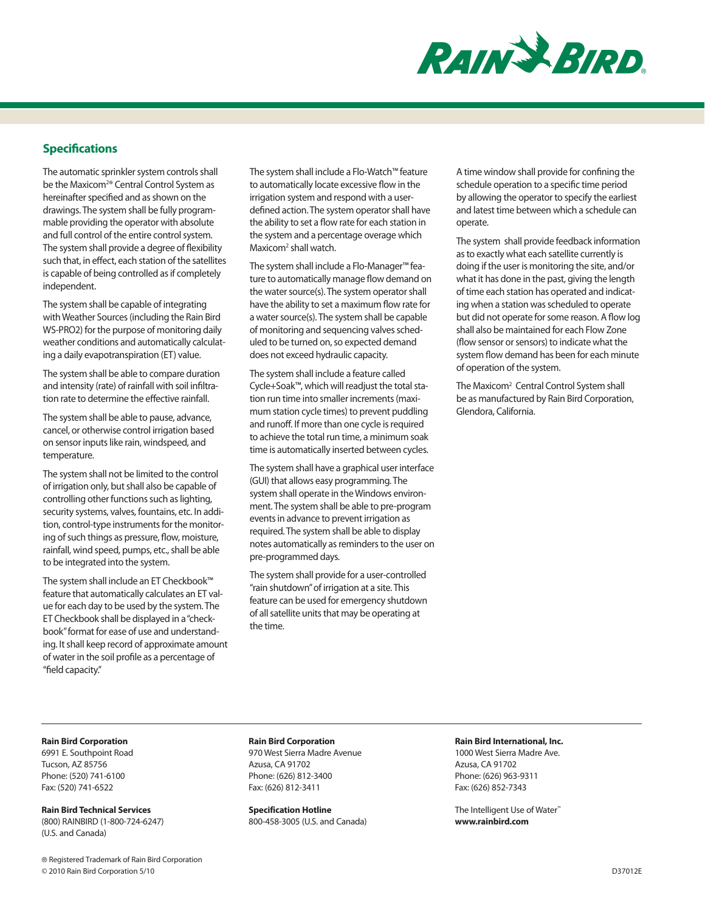## Specifications

The automatic sprinkler system controls shall be the Maxicom[2]® Central Control System as hereinafter specified and as shown on the drawings. The system shall be fully programmable providing the operator with absolute and full control of the entire control system. The system shall provide a degree of flexibility such that, in effect, each station of the satellites is capable of being controlled as if completely independent.

The system shall be capable of integrating with Weather Sources (including the Rain Bird WS-PRO2) for the purpose of monitoring daily weather conditions and automatically calculating a daily evapotranspiration (ET) value.

The system shall be able to compare duration and intensity (rate) of rainfall with soil infiltration rate to determine the effective rainfall.

The system shall be able to pause, advance, cancel, or otherwise control irrigation based on sensor inputs like rain, windspeed, and temperature.

The system shall not be limited to the control of irrigation only, but shall also be capable of controlling other functions such as lighting, security systems, valves, fountains, etc. In addition, control-type instruments for the monitoring of such things as pressure, flow, moisture, rainfall, wind speed, pumps, etc., shall be able to be integrated into the system.

The system shall include an ET Checkbook™ feature that automatically calculates an ET value for each day to be used by the system. The ET Checkbook shall be displayed in a "checkbook" format for ease of use and understanding. It shall keep record of approximate amount of water in the soil profile as a percentage of "field capacity."

The system shall include a Flo-Watch™ feature to automatically locate excessive flow in the irrigation system and respond with a user-defined action. The system operator shall have the ability to set a flow rate for each station in the system and a percentage overage which Maxicom[2] shall watch.

The system shall include a Flo-Manager™ feature to automatically manage flow demand on the water source(s). The system operator shall have the ability to set a maximum flow rate for a water source(s). The system shall be capable of monitoring and sequencing valves scheduled to be turned on, so expected demand does not exceed hydraulic capacity.

The system shall include a feature called Cycle+Soak™, which will readjust the total station run time into smaller increments (maximum station cycle times) to prevent puddling and runoff. If more than one cycle is required to achieve the total run time, a minimum soak time is automatically inserted between cycles.

The system shall have a graphical user interface (GUI) that allows easy programming. The system shall operate in the Windows environment. The system shall be able to pre-program events in advance to prevent irrigation as required. The system shall be able to display notes automatically as reminders to the user on pre-programmed days.

The system shall provide for a user-controlled "rain shutdown" of irrigation at a site. This feature can be used for emergency shutdown of all satellite units that may be operating at the time.

A time window shall provide for confining the schedule operation to a specific time period by allowing the operator to specify the earliest and latest time between which a schedule can operate.

The system shall provide feedback information as to exactly what each satellite currently is doing if the user is monitoring the site, and/or what it has done in the past, giving the length of time each station has operated and indicating when a station was scheduled to operate but did not operate for some reason. A flow log shall also be maintained for each Flow Zone (flow sensor or sensors) to indicate what the system flow demand has been for each minute of operation of the system.

The Maxicom[2] Central Control System shall be as manufactured by Rain Bird Corporation, Glendora, California.

---

**Rain Bird Corporation**
6991 E. Southpoint Road
Tucson, AZ 85756
Phone: (520) 741-6100
Fax: (520) 741-6522

**Rain Bird Technical Services**
(800) RAINBIRD (1-800-724-6247)
(U.S. and Canada)

**Rain Bird Corporation**
970 West Sierra Madre Avenue
Azusa, CA 91702
Phone: (626) 812-3400
Fax: (626) 812-3411

**Specification Hotline**
800-458-3005 (U.S. and Canada)

**Rain Bird International, Inc.**
1000 West Sierra Madre Ave.
Azusa, CA 91702
Phone: (626) 963-9311
Fax: (626) 852-7343

The Intelligent Use of Water™
**www.rainbird.com**

® Registered Trademark of Rain Bird Corporation
© 2010 Rain Bird Corporation 5/10

D37012E